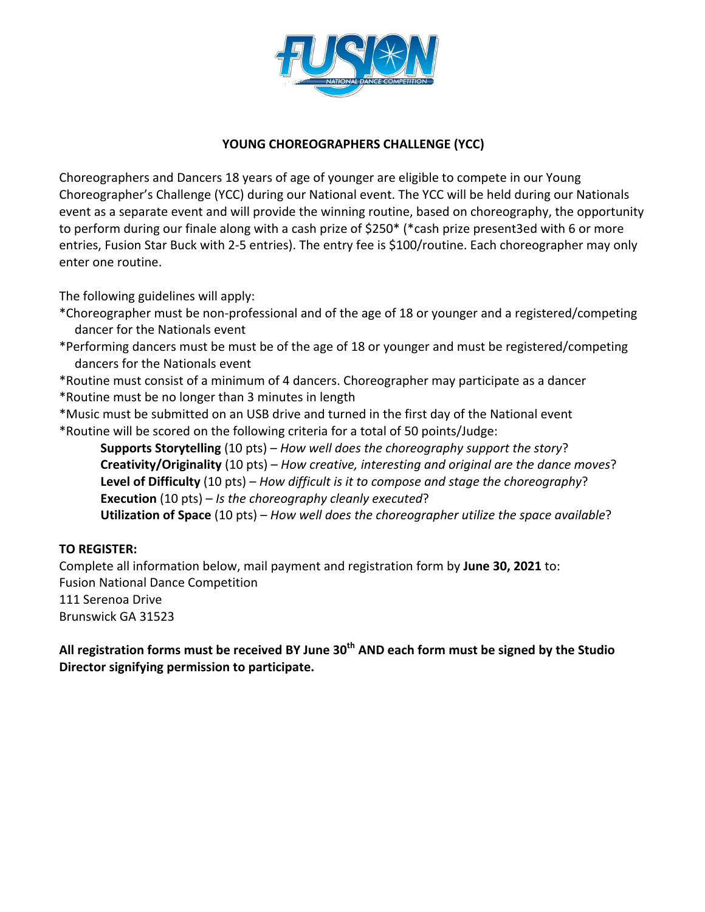# YOUNG CHOREOGRAPHERS CHALLENGE (YCC)

Choreographers and Dancers 18 years of age of younger are eligible to compete in our Young Choreographer's Challenge (YCC) during our National event. The YCC will be held during our Nationals event as a separate event and will provide the winning routine, based on choreography, the opportunity to perform during our finale along with a cash prize of $250* (*cash prize present3ed with 6 or more entries, Fusion Star Buck with 2-5 entries). The entry fee is $100/routine. Each choreographer may only enter one routine.

The following guidelines will apply:

*Choreographer must be non-professional and of the age of 18 or younger and a registered/competing dancer for the Nationals event

*Performing dancers must be must be of the age of 18 or younger and must be registered/competing dancers for the Nationals event

*Routine must consist of a minimum of 4 dancers. Choreographer may participate as a dancer

*Routine must be no longer than 3 minutes in length

*Music must be submitted on an USB drive and turned in the first day of the National event

*Routine will be scored on the following criteria for a total of 50 points/Judge:

- **Supports Storytelling** (10 pts) – *How well does the choreography support the story*?
- **Creativity/Originality** (10 pts) – *How creative, interesting and original are the dance moves*?
- **Level of Difficulty** (10 pts) – *How difficult is it to compose and stage the choreography*?
- **Execution** (10 pts) – *Is the choreography cleanly executed*?
- **Utilization of Space** (10 pts) – *How well does the choreographer utilize the space available*?

**TO REGISTER:**

Complete all information below, mail payment and registration form by **June 30, 2021** to:
Fusion National Dance Competition
111 Serenoa Drive
Brunswick GA 31523

**All registration forms must be received BY June 30th AND each form must be signed by the Studio Director signifying permission to participate.**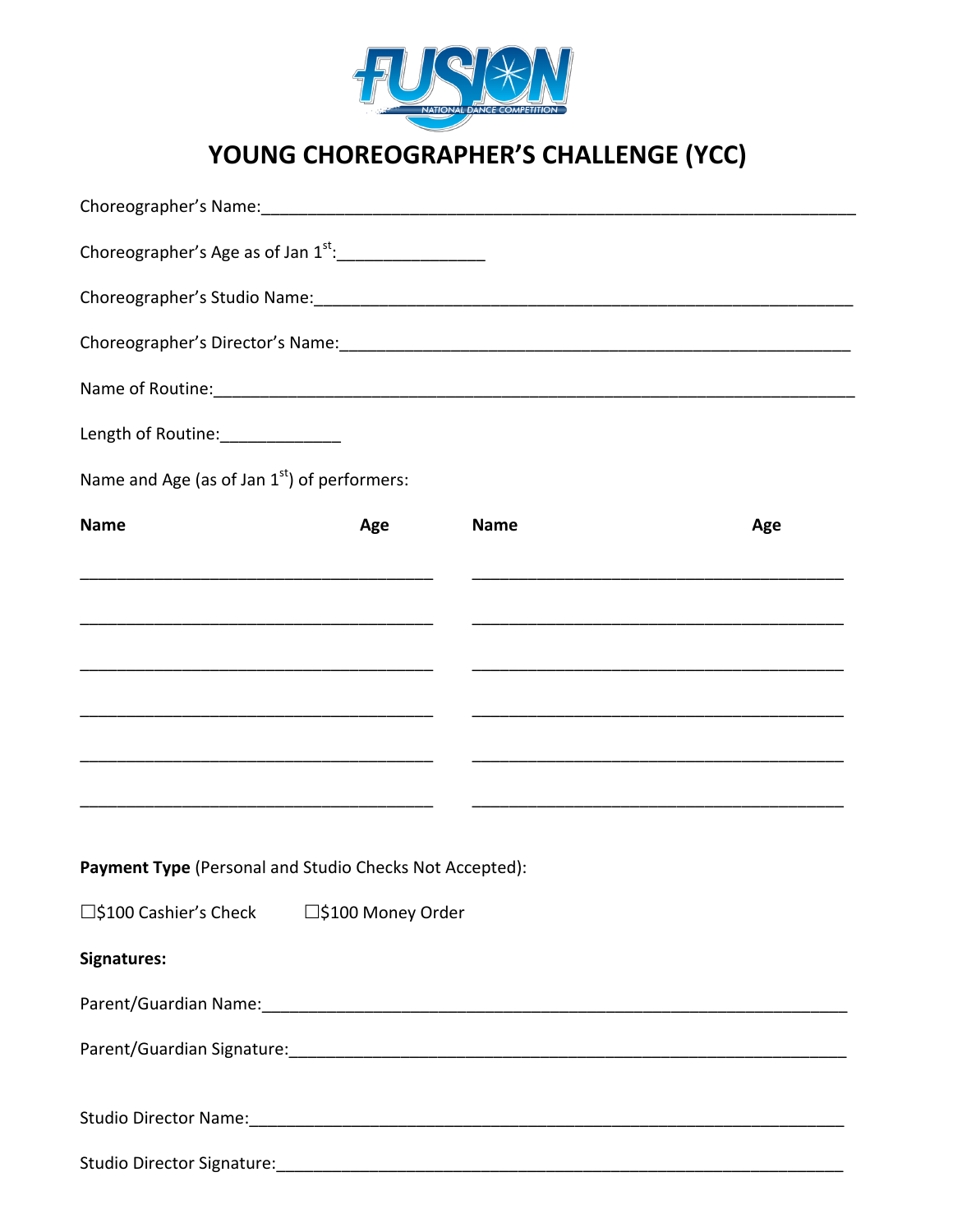# YOUNG CHOREOGRAPHER'S CHALLENGE (YCC)

Choreographer's Name:_______________________________________________

Choreographer's Age as of Jan 1st:_______________

Choreographer's Studio Name:_______________________________________________

Choreographer's Director's Name:_______________________________________________

Name of Routine:_______________________________________________

Length of Routine:_____________

Name and Age (as of Jan 1st) of performers:

| Name | Age | Name | Age |
|---|---|---|---|
| | | | |
| | | | |
| | | | |
| | | | |
| | | | |
| | | | |

**Payment Type** (Personal and Studio Checks Not Accepted):

☐$100 Cashier's Check ☐$100 Money Order

**Signatures:**

Parent/Guardian Name:_______________________________________________

Parent/Guardian Signature:_______________________________________________

Studio Director Name:_______________________________________________

Studio Director Signature:_______________________________________________